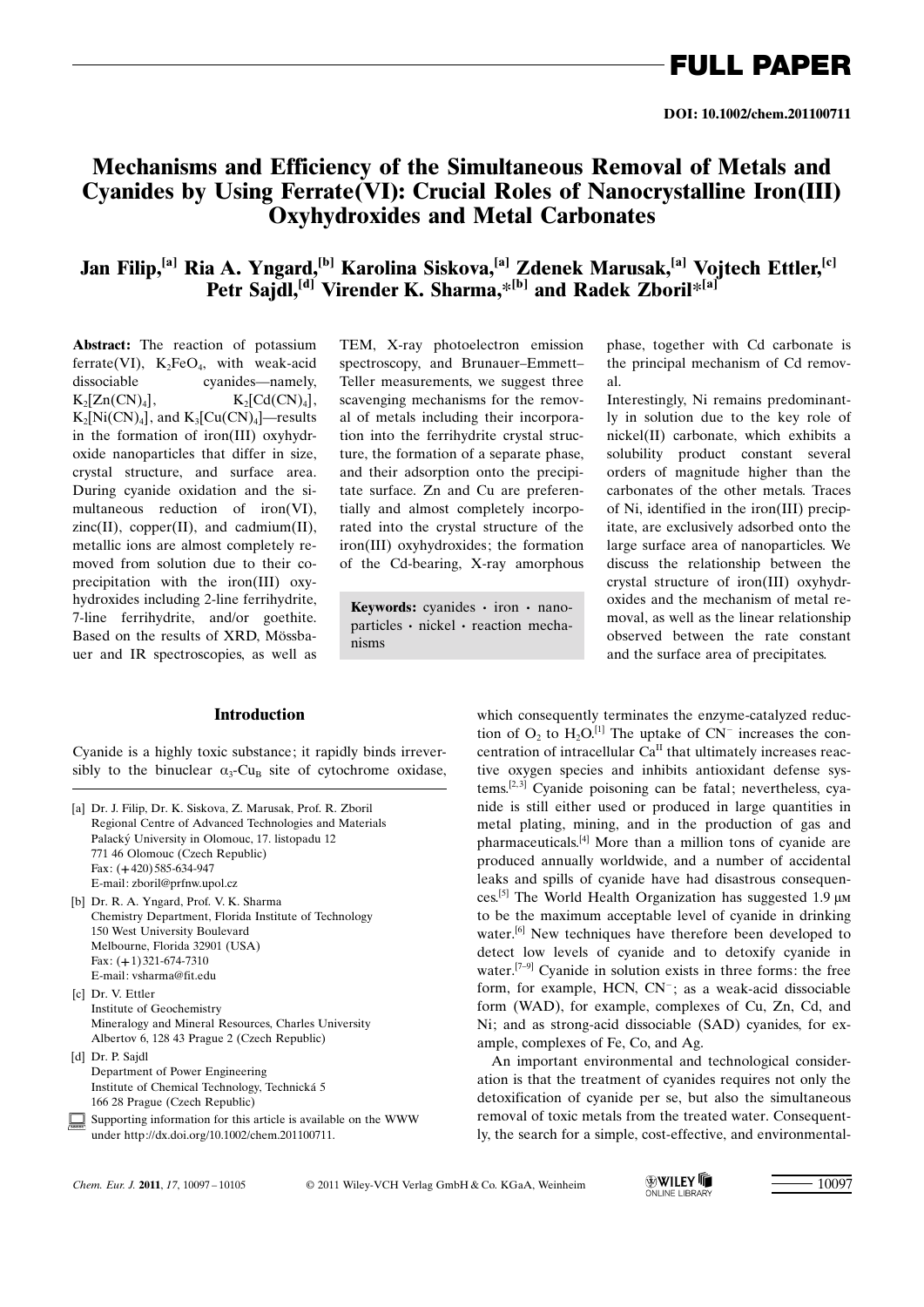FULL PAPER

DOI: 10.1002/chem.201100711

# Mechanisms and Efficiency of the Simultaneous Removal of Metals and Cyanides by Using Ferrate(VI): Crucial Roles of Nanocrystalline Iron(III) Oxyhydroxides and Metal Carbonates

**Jan Filip,[a] Ria A. Yngard,[b] Karolina Siskova,[a] Zdenek Marusak,[a] Vojtech Ettler,[c] Petr Sajdl,[d] Virender K. Sharma,*[b] and Radek Zboril*[a]**

**Abstract:** The reaction of potassium ferrate(VI), $K_2FeO_4$, with weak-acid dissociable cyanides—namely, $K_2[Zn(CN)_4]$, $K_2[Cd(CN)_4]$, $K_2[Ni(CN)_4]$, and $K_3[Cu(CN)_4]$—results in the formation of iron(III) oxyhydroxide nanoparticles that differ in size, crystal structure, and surface area. During cyanide oxidation and the simultaneous reduction of iron(VI), zinc(II), copper(II), and cadmium(II), metallic ions are almost completely removed from solution due to their coprecipitation with the iron(III) oxyhydroxides including 2-line ferrihydrite, 7-line ferrihydrite, and/or goethite. Based on the results of XRD, Mössbauer and IR spectroscopies, as well as TEM, X-ray photoelectron emission spectroscopy, and Brunauer–Emmett–Teller measurements, we suggest three scavenging mechanisms for the removal of metals including their incorporation into the ferrihydrite crystal structure, the formation of a separate phase, and their adsorption onto the precipitate surface. Zn and Cu are preferentially and almost completely incorporated into the crystal structure of the iron(III) oxyhydroxides; the formation of the Cd-bearing, X-ray amorphous phase, together with Cd carbonate is the principal mechanism of Cd removal.

Interestingly, Ni remains predominantly in solution due to the key role of nickel(II) carbonate, which exhibits a solubility product constant several orders of magnitude higher than the carbonates of the other metals. Traces of Ni, identified in the iron(III) precipitate, are exclusively adsorbed onto the large surface area of nanoparticles. We discuss the relationship between the crystal structure of iron(III) oxyhydroxides and the mechanism of metal removal, as well as the linear relationship observed between the rate constant and the surface area of precipitates.

**Keywords:** cyanides · iron · nanoparticles · nickel · reaction mechanisms

## Introduction

Cyanide is a highly toxic substance; it rapidly binds irreversibly to the binuclear $\alpha_3$-$Cu_B$ site of cytochrome oxidase, which consequently terminates the enzyme-catalyzed reduction of $O_2$ to $H_2O$.[1] The uptake of $CN^-$ increases the concentration of intracellular $Ca^{II}$ that ultimately increases reactive oxygen species and inhibits antioxidant defense systems.[2,3] Cyanide poisoning can be fatal; nevertheless, cyanide is still either used or produced in large quantities in metal plating, mining, and in the production of gas and pharmaceuticals.[4] More than a million tons of cyanide are produced annually worldwide, and a number of accidental leaks and spills of cyanide have had disastrous consequences.[5] The World Health Organization has suggested 1.9 μM to be the maximum acceptable level of cyanide in drinking water.[6] New techniques have therefore been developed to detect low levels of cyanide and to detoxify cyanide in water.[7–9] Cyanide in solution exists in three forms: the free form, for example, HCN, $CN^-$; as a weak-acid dissociable form (WAD), for example, complexes of Cu, Zn, Cd, and Ni; and as strong-acid dissociable (SAD) cyanides, for example, complexes of Fe, Co, and Ag.

An important environmental and technological consideration is that the treatment of cyanides requires not only the detoxification of cyanide per se, but also the simultaneous removal of toxic metals from the treated water. Consequently, the search for a simple, cost-effective, and environmental-

[a] Dr. J. Filip, Dr. K. Siskova, Z. Marusak, Prof. R. Zboril
Regional Centre of Advanced Technologies and Materials
Palacký University in Olomouc, 17. listopadu 12
771 46 Olomouc (Czech Republic)
Fax: (+420) 585-634-947
E-mail: zboril@prfnw.upol.cz

[b] Dr. R. A. Yngard, Prof. V. K. Sharma
Chemistry Department, Florida Institute of Technology
150 West University Boulevard
Melbourne, Florida 32901 (USA)
Fax: (+1) 321-674-7310
E-mail: vsharma@fit.edu

[c] Dr. V. Ettler
Institute of Geochemistry
Mineralogy and Mineral Resources, Charles University
Albertov 6, 128 43 Prague 2 (Czech Republic)

[d] Dr. P. Sajdl
Department of Power Engineering
Institute of Chemical Technology, Technická 5
166 28 Prague (Czech Republic)

Supporting information for this article is available on the WWW under http://dx.doi.org/10.1002/chem.201100711.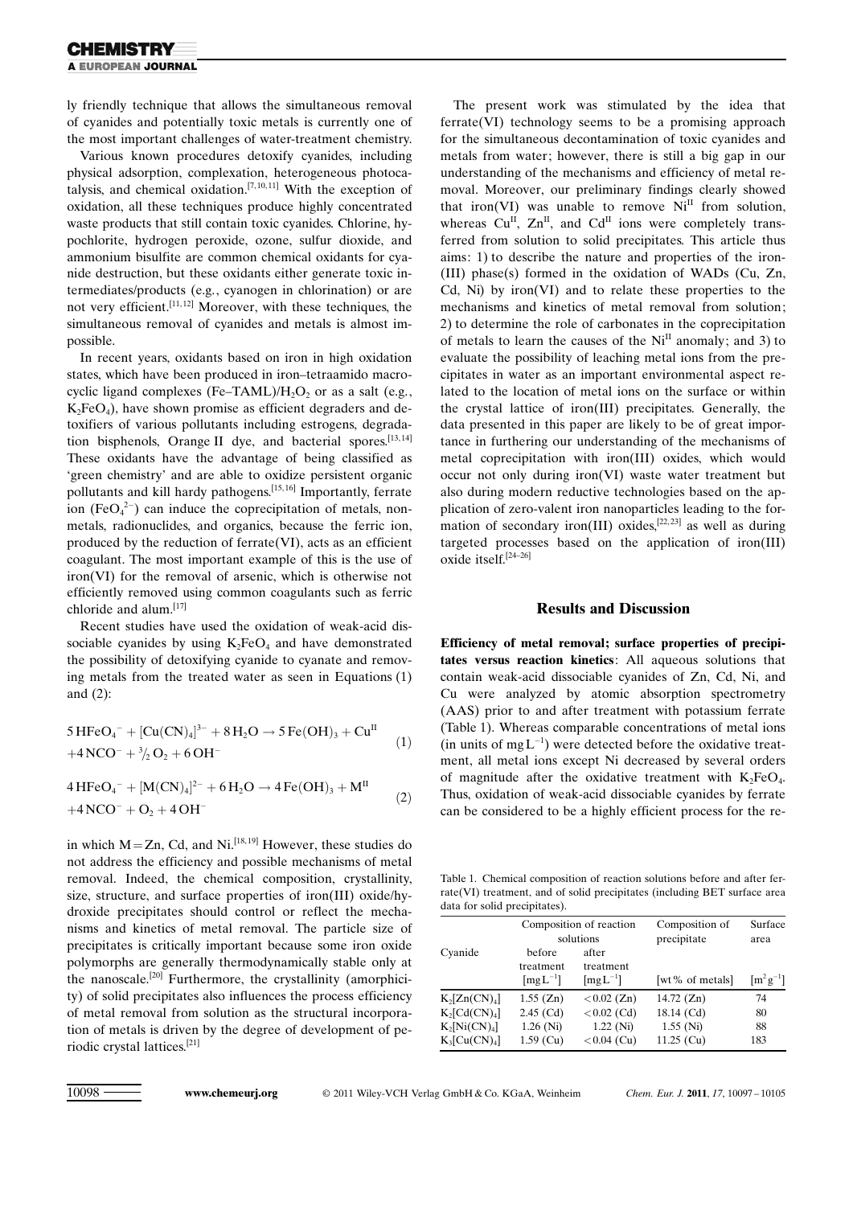ly friendly technique that allows the simultaneous removal of cyanides and potentially toxic metals is currently one of the most important challenges of water-treatment chemistry.

Various known procedures detoxify cyanides, including physical adsorption, complexation, heterogeneous photocatalysis, and chemical oxidation.[7,10,11] With the exception of oxidation, all these techniques produce highly concentrated waste products that still contain toxic cyanides. Chlorine, hypochlorite, hydrogen peroxide, ozone, sulfur dioxide, and ammonium bisulfite are common chemical oxidants for cyanide destruction, but these oxidants either generate toxic intermediates/products (e.g., cyanogen in chlorination) or are not very efficient.[11,12] Moreover, with these techniques, the simultaneous removal of cyanides and metals is almost impossible.

In recent years, oxidants based on iron in high oxidation states, which have been produced in iron–tetraamido macrocyclic ligand complexes (Fe–TAML)/$H_2O_2$ or as a salt (e.g., $K_2FeO_4$), have shown promise as efficient degraders and detoxifiers of various pollutants including estrogens, degradation bisphenols, Orange II dye, and bacterial spores.[13,14] These oxidants have the advantage of being classified as 'green chemistry' and are able to oxidize persistent organic pollutants and kill hardy pathogens.[15,16] Importantly, ferrate ion ($FeO_4^{2-}$) can induce the coprecipitation of metals, nonmetals, radionuclides, and organics, because the ferric ion, produced by the reduction of ferrate(VI), acts as an efficient coagulant. The most important example of this is the use of iron(VI) for the removal of arsenic, which is otherwise not efficiently removed using common coagulants such as ferric chloride and alum.[17]

Recent studies have used the oxidation of weak-acid dissociable cyanides by using $K_2FeO_4$ and have demonstrated the possibility of detoxifying cyanide to cyanate and removing metals from the treated water as seen in Equations (1) and (2):

$$5\,HFeO_4^- + [Cu(CN)_4]^{3-} + 8\,H_2O \rightarrow 5\,Fe(OH)_3 + Cu^{II} + 4\,NCO^- + {}^3\!/_2\,O_2 + 6\,OH^- \quad (1)$$

$$4\,HFeO_4^- + [M(CN)_4]^{2-} + 6\,H_2O \rightarrow 4\,Fe(OH)_3 + M^{II} + 4\,NCO^- + O_2 + 4\,OH^- \quad (2)$$

in which M = Zn, Cd, and Ni.[18,19] However, these studies do not address the efficiency and possible mechanisms of metal removal. Indeed, the chemical composition, crystallinity, size, structure, and surface properties of iron(III) oxide/hydroxide precipitates should control or reflect the mechanisms and kinetics of metal removal. The particle size of precipitates is critically important because some iron oxide polymorphs are generally thermodynamically stable only at the nanoscale.[20] Furthermore, the crystallinity (amorphicity) of solid precipitates also influences the process efficiency of metal removal from solution as the structural incorporation of metals is driven by the degree of development of periodic crystal lattices.[21]

The present work was stimulated by the idea that ferrate(VI) technology seems to be a promising approach for the simultaneous decontamination of toxic cyanides and metals from water; however, there is still a big gap in our understanding of the mechanisms and efficiency of metal removal. Moreover, our preliminary findings clearly showed that iron(VI) was unable to remove $Ni^{II}$ from solution, whereas $Cu^{II}$, $Zn^{II}$, and $Cd^{II}$ ions were completely transferred from solution to solid precipitates. This article thus aims: 1) to describe the nature and properties of the iron(III) phase(s) formed in the oxidation of WADs (Cu, Zn, Cd, Ni) by iron(VI) and to relate these properties to the mechanisms and kinetics of metal removal from solution; 2) to determine the role of carbonates in the coprecipitation of metals to learn the causes of the $Ni^{II}$ anomaly; and 3) to evaluate the possibility of leaching metal ions from the precipitates in water as an important environmental aspect related to the location of metal ions on the surface or within the crystal lattice of iron(III) precipitates. Generally, the data presented in this paper are likely to be of great importance in furthering our understanding of the mechanisms of metal coprecipitation with iron(III) oxides, which would occur not only during iron(VI) waste water treatment but also during modern reductive technologies based on the application of zero-valent iron nanoparticles leading to the formation of secondary iron(III) oxides,[22,23] as well as during targeted processes based on the application of iron(III) oxide itself.[24–26]

## Results and Discussion

**Efficiency of metal removal; surface properties of precipitates versus reaction kinetics**: All aqueous solutions that contain weak-acid dissociable cyanides of Zn, Cd, Ni, and Cu were analyzed by atomic absorption spectrometry (AAS) prior to and after treatment with potassium ferrate (Table 1). Whereas comparable concentrations of metal ions (in units of $mg\,L^{-1}$) were detected before the oxidative treatment, all metal ions except Ni decreased by several orders of magnitude after the oxidative treatment with $K_2FeO_4$. Thus, oxidation of weak-acid dissociable cyanides by ferrate can be considered to be a highly efficient process for the re-

Table 1. Chemical composition of reaction solutions before and after ferrate(VI) treatment, and of solid precipitates (including BET surface area data for solid precipitates).

| Cyanide | Composition of reaction solutions | | Composition of precipitate | Surface area |
|---|---|---|---|---|
| | before treatment $[mg\,L^{-1}]$ | after treatment $[mg\,L^{-1}]$ | [wt % of metals] | $[m^2\,g^{-1}]$ |
| $K_2[Zn(CN)_4]$ | 1.55 (Zn) | <0.02 (Zn) | 14.72 (Zn) | 74 |
| $K_2[Cd(CN)_4]$ | 2.45 (Cd) | <0.02 (Cd) | 18.14 (Cd) | 80 |
| $K_2[Ni(CN)_4]$ | 1.26 (Ni) | 1.22 (Ni) | 1.55 (Ni) | 88 |
| $K_3[Cu(CN)_4]$ | 1.59 (Cu) | <0.04 (Cu) | 11.25 (Cu) | 183 |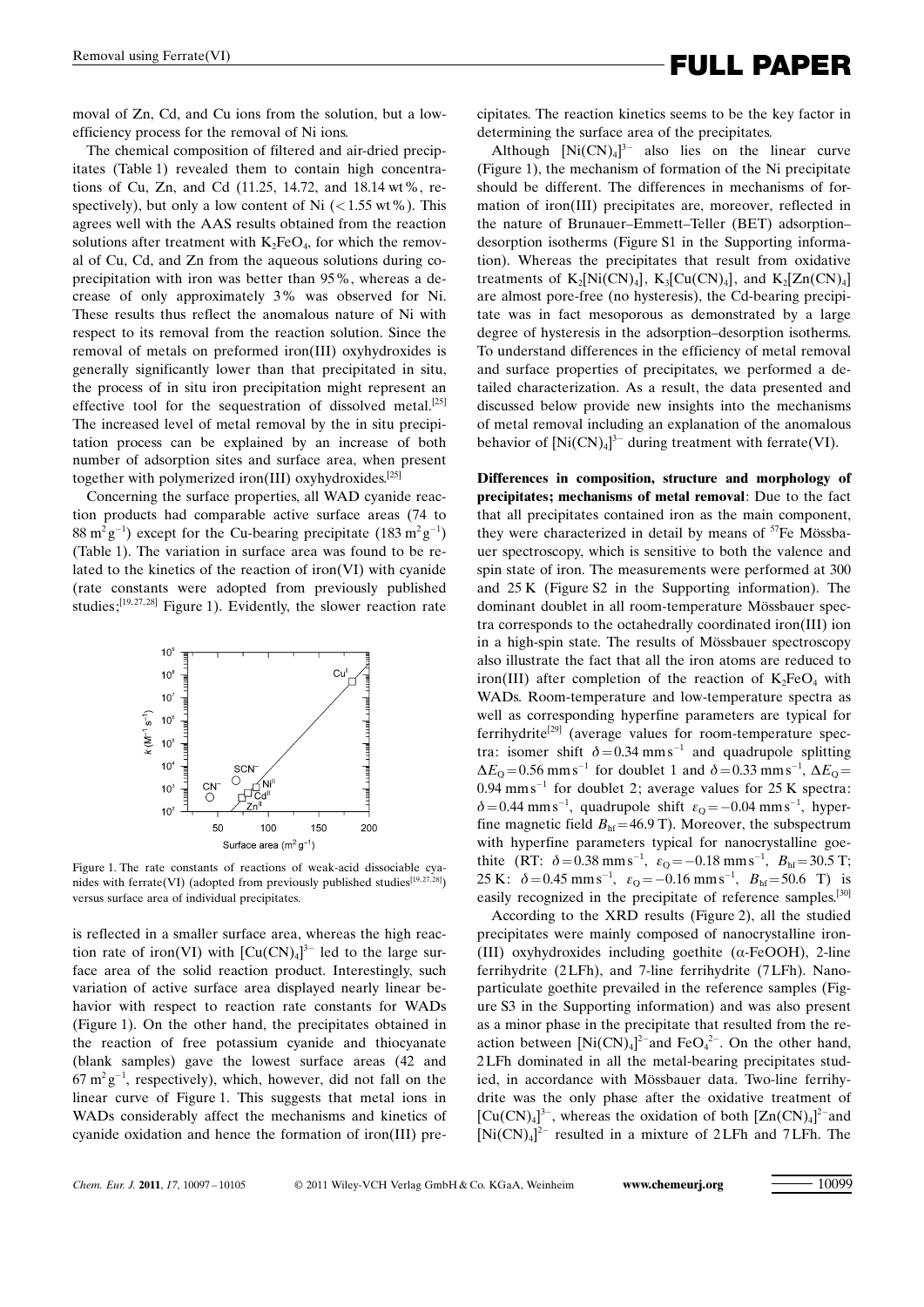moval of Zn, Cd, and Cu ions from the solution, but a low-efficiency process for the removal of Ni ions.

The chemical composition of filtered and air-dried precipitates (Table 1) revealed them to contain high concentrations of Cu, Zn, and Cd (11.25, 14.72, and 18.14 wt%, respectively), but only a low content of Ni (<1.55 wt%). This agrees well with the AAS results obtained from the reaction solutions after treatment with $K_2FeO_4$, for which the removal of Cu, Cd, and Zn from the aqueous solutions during co-precipitation with iron was better than 95%, whereas a decrease of only approximately 3% was observed for Ni. These results thus reflect the anomalous nature of Ni with respect to its removal from the reaction solution. Since the removal of metals on preformed iron(III) oxyhydroxides is generally significantly lower than that precipitated in situ, the process of in situ iron precipitation might represent an effective tool for the sequestration of dissolved metal.[25] The increased level of metal removal by the in situ precipitation process can be explained by an increase of both number of adsorption sites and surface area, when present together with polymerized iron(III) oxyhydroxides.[25]

Concerning the surface properties, all WAD cyanide reaction products had comparable active surface areas (74 to 88 $m^2g^{-1}$) except for the Cu-bearing precipitate (183 $m^2g^{-1}$) (Table 1). The variation in surface area was found to be related to the kinetics of the reaction of iron(VI) with cyanide (rate constants were adopted from previously published studies;[19,27,28] Figure 1). Evidently, the slower reaction rate

Figure 1. The rate constants of reactions of weak-acid dissociable cyanides with ferrate(VI) (adopted from previously published studies[19,27,28]) versus surface area of individual precipitates.

is reflected in a smaller surface area, whereas the high reaction rate of iron(VI) with $[Cu(CN)_4]^{3-}$ led to the large surface area of the solid reaction product. Interestingly, such variation of active surface area displayed nearly linear behavior with respect to reaction rate constants for WADs (Figure 1). On the other hand, the precipitates obtained in the reaction of free potassium cyanide and thiocyanate (blank samples) gave the lowest surface areas (42 and 67 $m^2g^{-1}$, respectively), which, however, did not fall on the linear curve of Figure 1. This suggests that metal ions in WADs considerably affect the mechanisms and kinetics of cyanide oxidation and hence the formation of iron(III) precipitates. The reaction kinetics seems to be the key factor in determining the surface area of the precipitates.

Although $[Ni(CN)_4]^{3-}$ also lies on the linear curve (Figure 1), the mechanism of formation of the Ni precipitate should be different. The differences in mechanisms of formation of iron(III) precipitates are, moreover, reflected in the nature of Brunauer–Emmett–Teller (BET) adsorption–desorption isotherms (Figure S1 in the Supporting information). Whereas the precipitates that result from oxidative treatments of $K_2[Ni(CN)_4]$, $K_3[Cu(CN)_4]$, and $K_2[Zn(CN)_4]$ are almost pore-free (no hysteresis), the Cd-bearing precipitate was in fact mesoporous as demonstrated by a large degree of hysteresis in the adsorption–desorption isotherms. To understand differences in the efficiency of metal removal and surface properties of precipitates, we performed a detailed characterization. As a result, the data presented and discussed below provide new insights into the mechanisms of metal removal including an explanation of the anomalous behavior of $[Ni(CN)_4]^{3-}$ during treatment with ferrate(VI).

**Differences in composition, structure and morphology of precipitates; mechanisms of metal removal**: Due to the fact that all precipitates contained iron as the main component, they were characterized in detail by means of $^{57}Fe$ Mössbauer spectroscopy, which is sensitive to both the valence and spin state of iron. The measurements were performed at 300 and 25 K (Figure S2 in the Supporting information). The dominant doublet in all room-temperature Mössbauer spectra corresponds to the octahedrally coordinated iron(III) ion in a high-spin state. The results of Mössbauer spectroscopy also illustrate the fact that all the iron atoms are reduced to iron(III) after completion of the reaction of $K_2FeO_4$ with WADs. Room-temperature and low-temperature spectra as well as corresponding hyperfine parameters are typical for ferrihydrite[29] (average values for room-temperature spectra: isomer shift $\delta = 0.34$ mm$s^{-1}$ and quadrupole splitting $\Delta E_Q = 0.56$ mm$s^{-1}$ for doublet 1 and $\delta = 0.33$ mm$s^{-1}$, $\Delta E_Q = 0.94$ mm$s^{-1}$ for doublet 2; average values for 25 K spectra: $\delta = 0.44$ mm$s^{-1}$, quadrupole shift $\varepsilon_Q = -0.04$ mm$s^{-1}$, hyperfine magnetic field $B_{hf} = 46.9$ T). Moreover, the subspectrum with hyperfine parameters typical for nanocrystalline goethite (RT: $\delta = 0.38$ mm$s^{-1}$, $\varepsilon_Q = -0.18$ mm$s^{-1}$, $B_{hf} = 30.5$ T; 25 K: $\delta = 0.45$ mm$s^{-1}$, $\varepsilon_Q = -0.16$ mm$s^{-1}$, $B_{hf} = 50.6$ T) is easily recognized in the precipitate of reference samples.[30]

According to the XRD results (Figure 2), all the studied precipitates were mainly composed of nanocrystalline iron(III) oxyhydroxides including goethite (α-FeOOH), 2-line ferrihydrite (2LFh), and 7-line ferrihydrite (7LFh). Nanoparticulate goethite prevailed in the reference samples (Figure S3 in the Supporting information) and was also present as a minor phase in the precipitate that resulted from the reaction between $[Ni(CN)_4]^{2-}$ and $FeO_4^{2-}$. On the other hand, 2LFh dominated in all the metal-bearing precipitates studied, in accordance with Mössbauer data. Two-line ferrihydrite was the only phase after the oxidative treatment of $[Cu(CN)_4]^{3-}$, whereas the oxidation of both $[Zn(CN)_4]^{2-}$ and $[Ni(CN)_4]^{2-}$ resulted in a mixture of 2LFh and 7LFh. The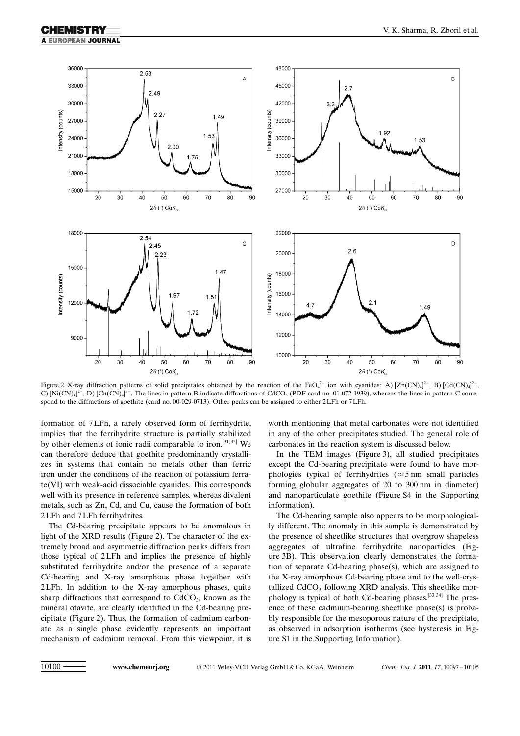Figure 2. X-ray diffraction patterns of solid precipitates obtained by the reaction of the $FeO_4^{2-}$ ion with cyanides: A) $[Zn(CN)_4]^{2-}$, B) $[Cd(CN)_4]^{2-}$, C) $[Ni(CN)_4]^{2-}$, D) $[Cu(CN)_4]^{3-}$. The lines in pattern B indicate diffractions of $CdCO_3$ (PDF card no. 01-072-1939), whereas the lines in pattern C correspond to the diffractions of goethite (card no. 00-029-0713). Other peaks can be assigned to either 2LFh or 7LFh.

formation of 7LFh, a rarely observed form of ferrihydrite, implies that the ferrihydrite structure is partially stabilized by other elements of ionic radii comparable to iron.[31,32] We can therefore deduce that goethite predominantly crystallizes in systems that contain no metals other than ferric iron under the conditions of the reaction of potassium ferrate(VI) with weak-acid dissociable cyanides. This corresponds well with its presence in reference samples, whereas divalent metals, such as Zn, Cd, and Cu, cause the formation of both 2LFh and 7LFh ferrihydrites.

The Cd-bearing precipitate appears to be anomalous in light of the XRD results (Figure 2). The character of the extremely broad and asymmetric diffraction peaks differs from those typical of 2LFh and implies the presence of highly substituted ferrihydrite and/or the presence of a separate Cd-bearing and X-ray amorphous phase together with 2LFh. In addition to the X-ray amorphous phases, quite sharp diffractions that correspond to $CdCO_3$, known as the mineral otavite, are clearly identified in the Cd-bearing precipitate (Figure 2). Thus, the formation of cadmium carbonate as a single phase evidently represents an important mechanism of cadmium removal. From this viewpoint, it is worth mentioning that metal carbonates were not identified in any of the other precipitates studied. The general role of carbonates in the reaction system is discussed below.

In the TEM images (Figure 3), all studied precipitates except the Cd-bearing precipitate were found to have morphologies typical of ferrihydrites ($\approx$5 nm small particles forming globular aggregates of 20 to 300 nm in diameter) and nanoparticulate goethite (Figure S4 in the Supporting information).

The Cd-bearing sample also appears to be morphologically different. The anomaly in this sample is demonstrated by the presence of sheetlike structures that overgrow shapeless aggregates of ultrafine ferrihydrite nanoparticles (Figure 3B). This observation clearly demonstrates the formation of separate Cd-bearing phase(s), which are assigned to the X-ray amorphous Cd-bearing phase and to the well-crystallized $CdCO_3$ following XRD analysis. This sheetlike morphology is typical of both Cd-bearing phases.[33,34] The presence of these cadmium-bearing sheetlike phase(s) is probably responsible for the mesoporous nature of the precipitate, as observed in adsorption isotherms (see hysteresis in Figure S1 in the Supporting Information).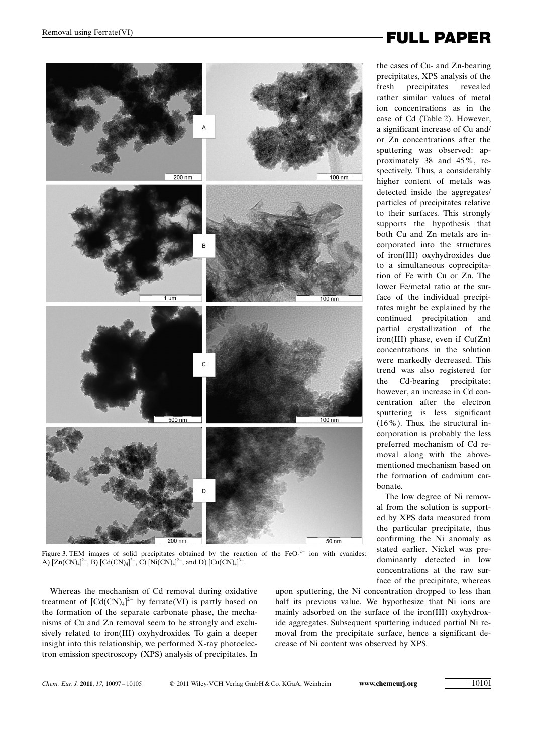Figure 3. TEM images of solid precipitates obtained by the reaction of the $FeO_4^{2-}$ ion with cyanides: A) $[Zn(CN)_4]^{2-}$, B) $[Cd(CN)_4]^{2-}$, C) $[Ni(CN)_4]^{2-}$, and D) $[Cu(CN)_4]^{3-}$.

Whereas the mechanism of Cd removal during oxidative treatment of $[Cd(CN)_4]^{2-}$ by ferrate(VI) is partly based on the formation of the separate carbonate phase, the mechanisms of Cu and Zn removal seem to be strongly and exclusively related to iron(III) oxyhydroxides. To gain a deeper insight into this relationship, we performed X-ray photoelectron emission spectroscopy (XPS) analysis of precipitates. In the cases of Cu- and Zn-bearing precipitates, XPS analysis of the fresh precipitates revealed rather similar values of metal ion concentrations as in the case of Cd (Table 2). However, a significant increase of Cu and/or Zn concentrations after the sputtering was observed: approximately 38 and 45%, respectively. Thus, a considerably higher content of metals was detected inside the aggregates/particles of precipitates relative to their surfaces. This strongly supports the hypothesis that both Cu and Zn metals are incorporated into the structures of iron(III) oxyhydroxides due to a simultaneous coprecipitation of Fe with Cu or Zn. The lower Fe/metal ratio at the surface of the individual precipitates might be explained by the continued precipitation and partial crystallization of the iron(III) phase, even if Cu(Zn) concentrations in the solution were markedly decreased. This trend was also registered for the Cd-bearing precipitate; however, an increase in Cd concentration after the electron sputtering is less significant (16%). Thus, the structural incorporation is probably the less preferred mechanism of Cd removal along with the above-mentioned mechanism based on the formation of cadmium carbonate.

The low degree of Ni removal from the solution is supported by XPS data measured from the particular precipitate, thus confirming the Ni anomaly as stated earlier. Nickel was predominantly detected in low concentrations at the raw surface of the precipitate, whereas upon sputtering, the Ni concentration dropped to less than half its previous value. We hypothesize that Ni ions are mainly adsorbed on the surface of the iron(III) oxyhydroxide aggregates. Subsequent sputtering induced partial Ni removal from the precipitate surface, hence a significant decrease of Ni content was observed by XPS.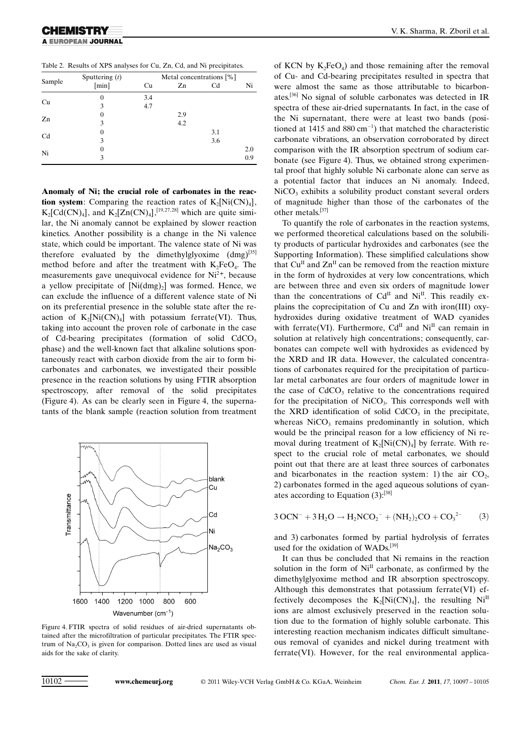Table 2. Results of XPS analyses for Cu, Zn, Cd, and Ni precipitates.

| Sample | Sputtering (t) [min] | Metal concentrations [%] | | | |
|---|---|---|---|---|---|
| | | Cu | Zn | Cd | Ni |
| Cu | 0 | 3.4 | | | |
| | 3 | 4.7 | | | |
| Zn | 0 | | 2.9 | | |
| | 3 | | 4.2 | | |
| Cd | 0 | | | 3.1 | |
| | 3 | | | 3.6 | |
| Ni | 0 | | | | 2.0 |
| | 3 | | | | 0.9 |

**Anomaly of Ni; the crucial role of carbonates in the reaction system**: Comparing the reaction rates of $K_2[Ni(CN)_4]$, $K_2[Cd(CN)_4]$, and $K_2[Zn(CN)_4]$,[19,27,28] which are quite similar, the Ni anomaly cannot be explained by slower reaction kinetics. Another possibility is a change in the Ni valence state, which could be important. The valence state of Ni was therefore evaluated by the dimethylglyoxime (dmg)[35] method before and after the treatment with $K_2FeO_4$. The measurements gave unequivocal evidence for $Ni^{2+}$, because a yellow precipitate of $[Ni(dmg)_2]$ was formed. Hence, we can exclude the influence of a different valence state of Ni on its preferential presence in the soluble state after the reaction of $K_2[Ni(CN)_4]$ with potassium ferrate(VI). Thus, taking into account the proven role of carbonate in the case of Cd-bearing precipitates (formation of solid $CdCO_3$ phase) and the well-known fact that alkaline solutions spontaneously react with carbon dioxide from the air to form bicarbonates and carbonates, we investigated their possible presence in the reaction solutions by using FTIR absorption spectroscopy, after removal of the solid precipitates (Figure 4). As can be clearly seen in Figure 4, the supernatants of the blank sample (reaction solution from treatment of KCN by $K_2FeO_4$) and those remaining after the removal of Cu- and Cd-bearing precipitates resulted in spectra that were almost the same as those attributable to bicarbonates.[36] No signal of soluble carbonates was detected in IR spectra of these air-dried supernatants. In fact, in the case of the Ni supernatant, there were at least two bands (positioned at 1415 and 880 $cm^{-1}$) that matched the characteristic carbonate vibrations, an observation corroborated by direct comparison with the IR absorption spectrum of sodium carbonate (see Figure 4). Thus, we obtained strong experimental proof that highly soluble Ni carbonate alone can serve as a potential factor that induces an Ni anomaly. Indeed, $NiCO_3$ exhibits a solubility product constant several orders of magnitude higher than those of the carbonates of the other metals.[37]

Figure 4. FTIR spectra of solid residues of air-dried supernatants obtained after the microfiltration of particular precipitates. The FTIR spectrum of $Na_2CO_3$ is given for comparison. Dotted lines are used as visual aids for the sake of clarity.

To quantify the role of carbonates in the reaction systems, we performed theoretical calculations based on the solubility products of particular hydroxides and carbonates (see the Supporting Information). These simplified calculations show that $Cu^{II}$ and $Zn^{II}$ can be removed from the reaction mixture in the form of hydroxides at very low concentrations, which are between three and even six orders of magnitude lower than the concentrations of $Cd^{II}$ and $Ni^{II}$. This readily explains the coprecipitation of Cu and Zn with iron(III) oxyhydroxides during oxidative treatment of WAD cyanides with ferrate(VI). Furthermore, $Cd^{II}$ and $Ni^{II}$ can remain in solution at relatively high concentrations; consequently, carbonates can compete well with hydroxides as evidenced by the XRD and IR data. However, the calculated concentrations of carbonates required for the precipitation of particular metal carbonates are four orders of magnitude lower in the case of $CdCO_3$ relative to the concentrations required for the precipitation of $NiCO_3$. This corresponds well with the XRD identification of solid $CdCO_3$ in the precipitate, whereas $NiCO_3$ remains predominantly in solution, which would be the principal reason for a low efficiency of Ni removal during treatment of $K_2[Ni(CN)_4]$ by ferrate. With respect to the crucial role of metal carbonates, we should point out that there are at least three sources of carbonates and bicarbonates in the reaction system: 1) the air $CO_2$, 2) carbonates formed in the aged aqueous solutions of cyanates according to Equation (3):[38]

$$3\,OCN^- + 3\,H_2O \rightarrow H_2NCO_2^- + (NH_2)_2CO + CO_3^{2-} \qquad (3)$$

and 3) carbonates formed by partial hydrolysis of ferrates used for the oxidation of WADs.[39]

It can thus be concluded that Ni remains in the reaction solution in the form of $Ni^{II}$ carbonate, as confirmed by the dimethylglyoxime method and IR absorption spectroscopy. Although this demonstrates that potassium ferrate(VI) effectively decomposes the $K_2[Ni(CN)_4]$, the resulting $Ni^{II}$ ions are almost exclusively preserved in the reaction solution due to the formation of highly soluble carbonate. This interesting reaction mechanism indicates difficult simultaneous removal of cyanides and nickel during treatment with ferrate(VI). However, for the real environmental applica-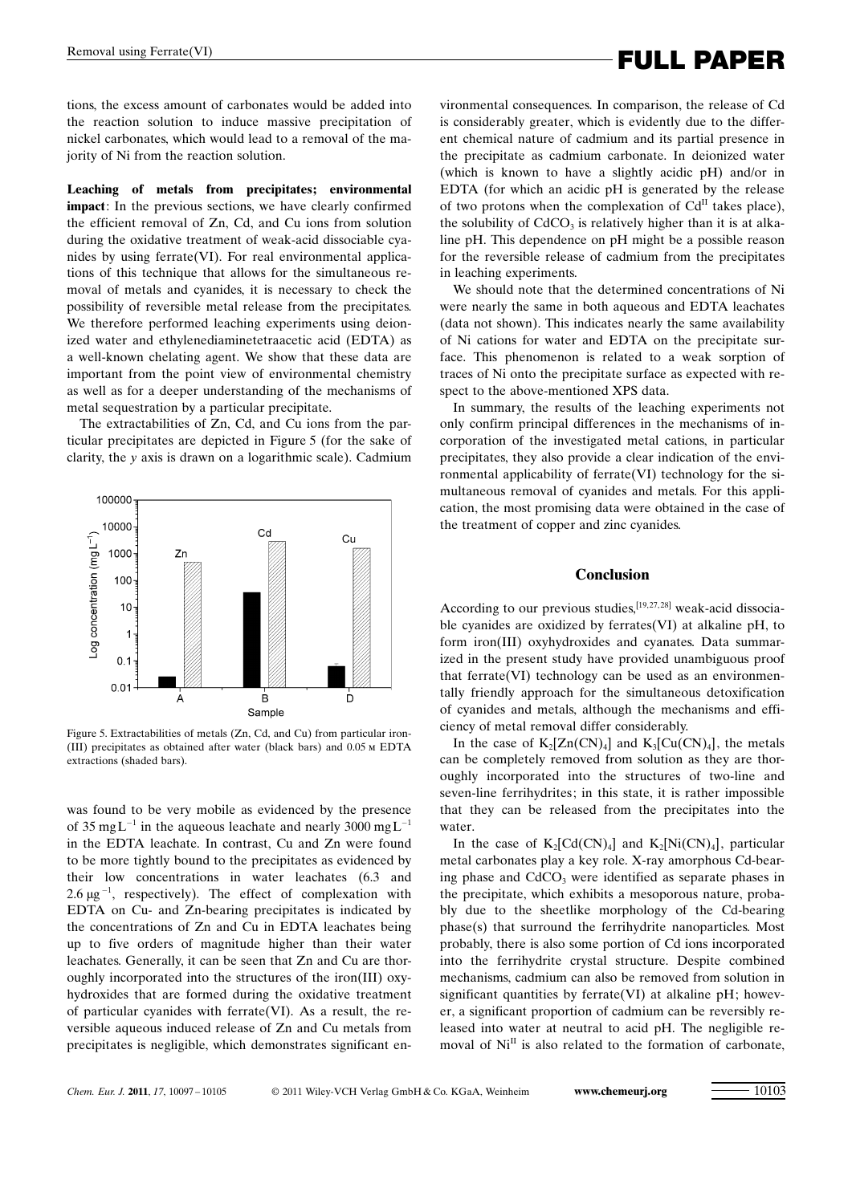tions, the excess amount of carbonates would be added into the reaction solution to induce massive precipitation of nickel carbonates, which would lead to a removal of the majority of Ni from the reaction solution.

**Leaching of metals from precipitates; environmental impact**: In the previous sections, we have clearly confirmed the efficient removal of Zn, Cd, and Cu ions from solution during the oxidative treatment of weak-acid dissociable cyanides by using ferrate(VI). For real environmental applications of this technique that allows for the simultaneous removal of metals and cyanides, it is necessary to check the possibility of reversible metal release from the precipitates. We therefore performed leaching experiments using deionized water and ethylenediaminetetraacetic acid (EDTA) as a well-known chelating agent. We show that these data are important from the point view of environmental chemistry as well as for a deeper understanding of the mechanisms of metal sequestration by a particular precipitate.

The extractabilities of Zn, Cd, and Cu ions from the particular precipitates are depicted in Figure 5 (for the sake of clarity, the *y* axis is drawn on a logarithmic scale). Cadmium was found to be very mobile as evidenced by the presence of 35 $mg\,L^{-1}$ in the aqueous leachate and nearly 3000 $mg\,L^{-1}$ in the EDTA leachate. In contrast, Cu and Zn were found to be more tightly bound to the precipitates as evidenced by their low concentrations in water leachates (6.3 and 2.6 $\mu g^{-1}$, respectively). The effect of complexation with EDTA on Cu- and Zn-bearing precipitates is indicated by the concentrations of Zn and Cu in EDTA leachates being up to five orders of magnitude higher than their water leachates. Generally, it can be seen that Zn and Cu are thoroughly incorporated into the structures of the iron(III) oxyhydroxides that are formed during the oxidative treatment of particular cyanides with ferrate(VI). As a result, the reversible aqueous induced release of Zn and Cu metals from precipitates is negligible, which demonstrates significant environmental consequences. In comparison, the release of Cd is considerably greater, which is evidently due to the different chemical nature of cadmium and its partial presence in the precipitate as cadmium carbonate. In deionized water (which is known to have a slightly acidic pH) and/or in EDTA (for which an acidic pH is generated by the release of two protons when the complexation of $Cd^{II}$ takes place), the solubility of $CdCO_3$ is relatively higher than it is at alkaline pH. This dependence on pH might be a possible reason for the reversible release of cadmium from the precipitates in leaching experiments.

Figure 5. Extractabilities of metals (Zn, Cd, and Cu) from particular iron(III) precipitates as obtained after water (black bars) and 0.05 M EDTA extractions (shaded bars).

We should note that the determined concentrations of Ni were nearly the same in both aqueous and EDTA leachates (data not shown). This indicates nearly the same availability of Ni cations for water and EDTA on the precipitate surface. This phenomenon is related to a weak sorption of traces of Ni onto the precipitate surface as expected with respect to the above-mentioned XPS data.

In summary, the results of the leaching experiments not only confirm principal differences in the mechanisms of incorporation of the investigated metal cations, in particular precipitates, they also provide a clear indication of the environmental applicability of ferrate(VI) technology for the simultaneous removal of cyanides and metals. For this application, the most promising data were obtained in the case of the treatment of copper and zinc cyanides.

## Conclusion

According to our previous studies,[19,27,28] weak-acid dissociable cyanides are oxidized by ferrates(VI) at alkaline pH, to form iron(III) oxyhydroxides and cyanates. Data summarized in the present study have provided unambiguous proof that ferrate(VI) technology can be used as an environmentally friendly approach for the simultaneous detoxification of cyanides and metals, although the mechanisms and efficiency of metal removal differ considerably.

In the case of $K_2[Zn(CN)_4]$ and $K_3[Cu(CN)_4]$, the metals can be completely removed from solution as they are thoroughly incorporated into the structures of two-line and seven-line ferrihydrites; in this state, it is rather impossible that they can be released from the precipitates into the water.

In the case of $K_2[Cd(CN)_4]$ and $K_2[Ni(CN)_4]$, particular metal carbonates play a key role. X-ray amorphous Cd-bearing phase and $CdCO_3$ were identified as separate phases in the precipitate, which exhibits a mesoporous nature, probably due to the sheetlike morphology of the Cd-bearing phase(s) that surround the ferrihydrite nanoparticles. Most probably, there is also some portion of Cd ions incorporated into the ferrihydrite crystal structure. Despite combined mechanisms, cadmium can also be removed from solution in significant quantities by ferrate(VI) at alkaline pH; however, a significant proportion of cadmium can be reversibly released into water at neutral to acid pH. The negligible removal of $Ni^{II}$ is also related to the formation of carbonate,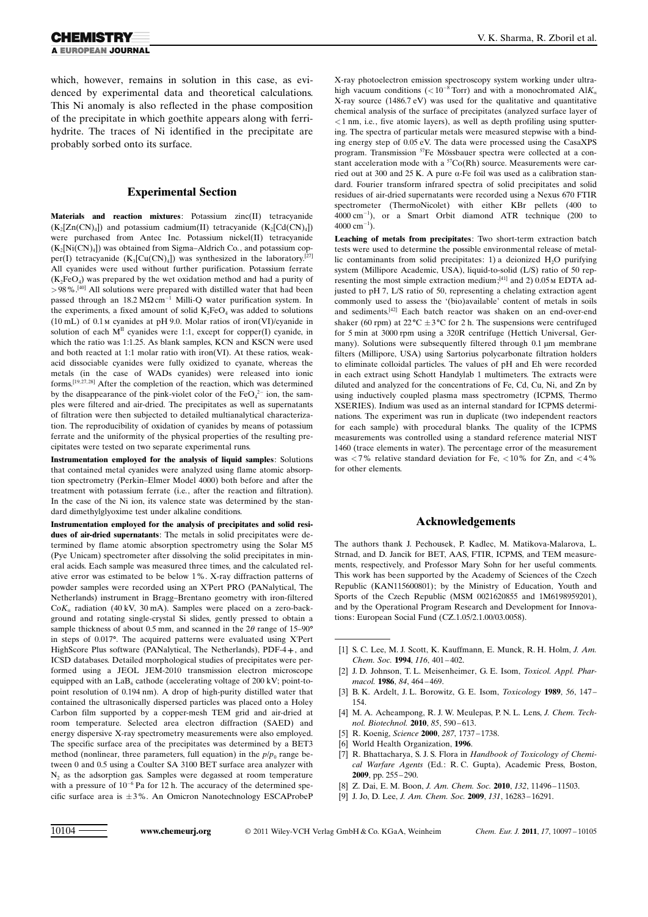which, however, remains in solution in this case, as evidenced by experimental data and theoretical calculations. This Ni anomaly is also reflected in the phase composition of the precipitate in which goethite appears along with ferrihydrite. The traces of Ni identified in the precipitate are probably sorbed onto its surface.

## Experimental Section

**Materials and reaction mixtures**: Potassium zinc(II) tetracyanide ($K_2[Zn(CN)_4]$) and potassium cadmium(II) tetracyanide ($K_2[Cd(CN)_4]$) were purchased from Antec Inc. Potassium nickel(II) tetracyanide ($K_2[Ni(CN)_4]$) was obtained from Sigma–Aldrich Co., and potassium copper(I) tetracyanide ($K_3[Cu(CN)_4]$) was synthesized in the laboratory.[27] All cyanides were used without further purification. Potassium ferrate ($K_2FeO_4$) was prepared by the wet oxidation method and had a purity of >98%.[40] All solutions were prepared with distilled water that had been passed through an 18.2 $M\Omega cm^{-1}$ Milli-Q water purification system. In the experiments, a fixed amount of solid $K_2FeO_4$ was added to solutions (10 mL) of 0.1 M cyanides at pH 9.0. Molar ratios of iron(VI)/cyanide in solution of each $M^{II}$ cyanides were 1:1, except for copper(I) cyanide, in which the ratio was 1:1.25. As blank samples, KCN and KSCN were used and both reacted at 1:1 molar ratio with iron(VI). At these ratios, weak-acid dissociable cyanides were fully oxidized to cyanate, whereas the metals (in the case of WADs cyanides) were released into ionic forms.[19,27,28] After the completion of the reaction, which was determined by the disappearance of the pink-violet color of the $FeO_4^{2-}$ ion, the samples were filtered and air-dried. The precipitates as well as supernatants of filtration were then subjected to detailed multianalytical characterization. The reproducibility of oxidation of cyanides by means of potassium ferrate and the uniformity of the physical properties of the resulting precipitates were tested on two separate experimental runs.

**Instrumentation employed for the analysis of liquid samples**: Solutions that contained metal cyanides were analyzed using flame atomic absorption spectrometry (Perkin–Elmer Model 4000) both before and after the treatment with potassium ferrate (i.e., after the reaction and filtration). In the case of the Ni ion, its valence state was determined by the standard dimethylglyoxime test under alkaline conditions.

**Instrumentation employed for the analysis of precipitates and solid residues of air-dried supernatants**: The metals in solid precipitates were determined by flame atomic absorption spectrometry using the Solar M5 (Pye Unicam) spectrometer after dissolving the solid precipitates in mineral acids. Each sample was measured three times, and the calculated relative error was estimated to be below 1%. X-ray diffraction patterns of powder samples were recorded using an X'Pert PRO (PANalytical, The Netherlands) instrument in Bragg–Brentano geometry with iron-filtered $CoK_\alpha$ radiation (40 kV, 30 mA). Samples were placed on a zero-background and rotating single-crystal Si slides, gently pressed to obtain a sample thickness of about 0.5 mm, and scanned in the $2\theta$ range of 15–90° in steps of 0.017°. The acquired patterns were evaluated using X'Pert HighScore Plus software (PANalytical, The Netherlands), PDF-4+, and ICSD databases. Detailed morphological studies of precipitates were performed using a JEOL JEM-2010 transmission electron microscope equipped with an $LaB_6$ cathode (accelerating voltage of 200 kV; point-to-point resolution of 0.194 nm). A drop of high-purity distilled water that contained the ultrasonically dispersed particles was placed onto a Holey Carbon film supported by a copper-mesh TEM grid and air-dried at room temperature. Selected area electron diffraction (SAED) and energy dispersive X-ray spectrometry measurements were also employed. The specific surface area of the precipitates was determined by a BET3 method (nonlinear, three parameters, full equation) in the $p/p_0$ range between 0 and 0.5 using a Coulter SA 3100 BET surface area analyzer with $N_2$ as the adsorption gas. Samples were degassed at room temperature with a pressure of $10^{-6}$ Pa for 12 h. The accuracy of the determined specific surface area is ±3%. An Omicron Nanotechnology ESCAProbeP X-ray photoelectron emission spectroscopy system working under ultrahigh vacuum conditions ($<10^{-8}$ Torr) and with a monochromated $AlK_\alpha$ X-ray source (1486.7 eV) was used for the qualitative and quantitative chemical analysis of the surface of precipitates (analyzed surface layer of <1 nm, i.e., five atomic layers), as well as depth profiling using sputtering. The spectra of particular metals were measured stepwise with a binding energy step of 0.05 eV. The data were processed using the CasaXPS program. Transmission $^{57}$Fe Mössbauer spectra were collected at a constant acceleration mode with a $^{57}$Co(Rh) source. Measurements were carried out at 300 and 25 K. A pure α-Fe foil was used as a calibration standard. Fourier transform infrared spectra of solid precipitates and solid residues of air-dried supernatants were recorded using a Nexus 670 FTIR spectrometer (ThermoNicolet) with either KBr pellets (400 to 4000 $cm^{-1}$), or a Smart Orbit diamond ATR technique (200 to 4000 $cm^{-1}$).

**Leaching of metals from precipitates**: Two short-term extraction batch tests were used to determine the possible environmental release of metallic contaminants from solid precipitates: 1) a deionized $H_2O$ purifying system (Millipore Academic, USA), liquid-to-solid (L/S) ratio of 50 representing the most simple extraction medium;[41] and 2) 0.05 M EDTA adjusted to pH 7, L/S ratio of 50, representing a chelating extraction agent commonly used to assess the '(bio)available' content of metals in soils and sediments.[42] Each batch reactor was shaken on an end-over-end shaker (60 rpm) at 22°C ±3°C for 2 h. The suspensions were centrifuged for 5 min at 3000 rpm using a 320R centrifuge (Hettich Universal, Germany). Solutions were subsequently filtered through 0.1 μm membrane filters (Millipore, USA) using Sartorius polycarbonate filtration holders to eliminate colloidal particles. The values of pH and Eh were recorded in each extract using Schott Handylab 1 multimeters. The extracts were diluted and analyzed for the concentrations of Fe, Cd, Cu, Ni, and Zn by using inductively coupled plasma mass spectrometry (ICPMS, Thermo XSERIES). Indium was used as an internal standard for ICPMS determinations. The experiment was run in duplicate (two independent reactors for each sample) with procedural blanks. The quality of the ICPMS measurements was controlled using a standard reference material NIST 1460 (trace elements in water). The percentage error of the measurement was <7% relative standard deviation for Fe, <10% for Zn, and <4% for other elements.

## Acknowledgements

The authors thank J. Pechousek, P. Kadlec, M. Matikova-Malarova, L. Strnad, and D. Jancik for BET, AAS, FTIR, ICPMS, and TEM measurements, respectively, and Professor Mary Sohn for her useful comments. This work has been supported by the Academy of Sciences of the Czech Republic (KAN115600801); by the Ministry of Education, Youth and Sports of the Czech Republic (MSM 0021620855 and 1M6198959201), and by the Operational Program Research and Development for Innovations: European Social Fund (CZ.1.05/2.1.00/03.0058).

[1] S. C. Lee, M. J. Scott, K. Kauffmann, E. Munck, R. H. Holm, *J. Am. Chem. Soc.* **1994**, *116*, 401–402.
[2] J. D. Johnson, T. L. Meisenheimer, G. E. Isom, *Toxicol. Appl. Pharmacol.* **1986**, *84*, 464–469.
[3] B. K. Ardelt, J. L. Borowitz, G. E. Isom, *Toxicology* **1989**, *56*, 147–154.
[4] M. A. Acheampong, R. J. W. Meulepas, P. N. L. Lens, *J. Chem. Technol. Biotechnol.* **2010**, *85*, 590–613.
[5] R. Koenig, *Science* **2000**, *287*, 1737–1738.
[6] World Health Organization, **1996**.
[7] R. Bhattacharya, S. J. S. Flora in *Handbook of Toxicology of Chemical Warfare Agents* (Ed.: R. C. Gupta), Academic Press, Boston, **2009**, pp. 255–290.
[8] Z. Dai, E. M. Boon, *J. Am. Chem. Soc.* **2010**, *132*, 11496–11503.
[9] J. Jo, D. Lee, *J. Am. Chem. Soc.* **2009**, *131*, 16283–16291.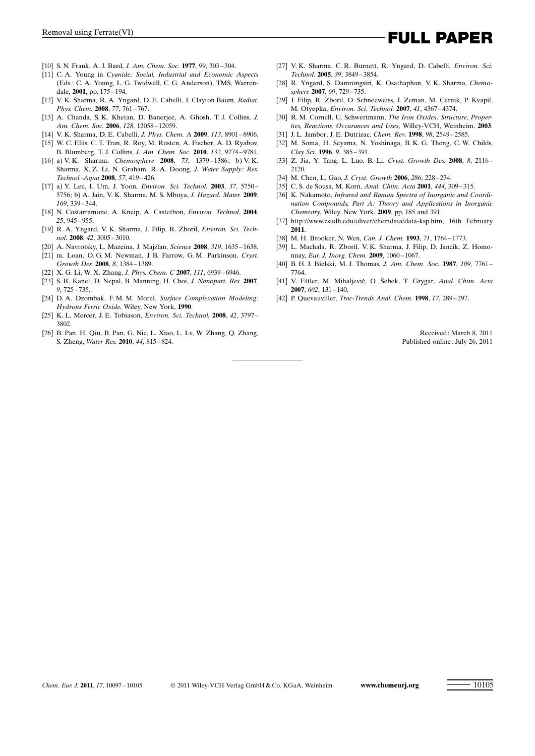[10] S. N. Frank, A. J. Bard, *J. Am. Chem. Soc.* **1977**, *99*, 303–304.

[11] C. A. Young in *Cyanide: Social, Industrial and Economic Aspects* (Eds.: C. A. Young, L. G. Twidwell, C. G. Anderson), TMS, Warrendale, **2001**, pp. 175–194.

[12] V. K. Sharma, R. A. Yngard, D. E. Cabelli, J. Clayton Baum, *Radiat. Phys. Chem.* **2008**, *77*, 761–767.

[13] A. Chanda, S. K. Khetan, D. Banerjee, A. Ghosh, T. J. Collins, *J. Am. Chem. Soc.* **2006**, *128*, 12058–12059.

[14] V. K. Sharma, D. E. Cabelli, *J. Phys. Chem. A* **2009**, *113*, 8901–8906.

[15] W. C. Ellis, C. T. Tran, R. Roy, M. Rusten, A. Fischer, A. D. Ryabov, B. Blumberg, T. J. Collins, *J. Am. Chem. Soc.* **2010**, *132*, 9774–9781.

[16] a) V. K. Sharma, *Chemosphere* **2008**, *73*, 1379–1386; b) V. K. Sharma, X. Z. Li, N. Graham, R. A. Doong, *J. Water Supply: Res. Technol.-Aqua* **2008**, *57*, 419–426.

[17] a) Y. Lee, I. Um, J. Yoon, *Environ. Sci. Technol.* **2003**, *37*, 5750–5756; b) A. Jain, V. K. Sharma, M. S. Mbuya, *J. Hazard. Mater.* **2009**, *169*, 339–344.

[18] N. Costarramone, A. Kneip, A. Castetbon, *Environ. Technol.* **2004**, *25*, 945–955.

[19] R. A. Yngard, V. K. Sharma, J. Filip, R. Zboril, *Environ. Sci. Technol.* **2008**, *42*, 3005–3010.

[20] A. Navrotsky, L. Mazeina, J. Majzlan, *Science* **2008**, *319*, 1635–1638.

[21] m. Loan, O. G. M. Newman, J. B. Farrow, G. M. Parkinson, *Cryst. Growth Des.* **2008**, *8*, 1384–1389.

[22] X. G. Li, W. X. Zhang, *J. Phys. Chem. C* **2007**, *111*, 6939–6946.

[23] S. R. Kanel, D. Nepal, B. Manning, H. Choi, *J. Nanopart. Res.* **2007**, *9*, 725–735.

[24] D. A. Dzombak, F. M. M. Morel, *Surface Complexation Modeling: Hydrous Ferric Oxide*, Wiley, New York, **1990**.

[25] K. L. Mercer, J. E. Tobiason, *Environ. Sci. Technol.* **2008**, *42*, 3797–3802.

[26] B. Pan, H. Qiu, B. Pan, G. Nie, L. Xiao, L. Lv, W. Zhang, Q. Zhang, S. Zheng, *Water Res.* **2010**, *44*, 815–824.

[27] V. K. Sharma, C. R. Burnett, R. Yngard, D. Cabelli, *Environ. Sci. Technol.* **2005**, *39*, 3849–3854.

[28] R. Yngard, S. Damrongsiri, K. Osathaphan, V. K. Sharma, *Chemosphere* **2007**, *69*, 729–735.

[29] J. Filip, R. Zboril, O. Schneeweiss, J. Zeman, M. Cernik, P. Kvapil, M. Otyepka, *Environ. Sci. Technol.* **2007**, *41*, 4367–4374.

[30] R. M. Cornell, U. Schwertmann, *The Iron Oxides: Structure, Properties, Reactions, Occurances and Uses*, Willey-VCH, Weinheim, **2003**.

[31] J. L. Jambor, J. E. Dutrizac, *Chem. Rev.* **1998**, *98*, 2549–2585.

[32] M. Soma, H. Seyama, N. Yoshinaga, B. K. G. Theng, C. W. Childs, *Clay Sci.* **1996**, *9*, 385–391.

[33] Z. Jia, Y. Tang, L. Luo, B. Li, *Cryst. Growth Des.* **2008**, *8*, 2116–2120.

[34] M. Chen, L. Gao, *J. Cryst. Growth* **2006**, *286*, 228–234.

[35] C. S. de Sousa, M. Korn, *Anal. Chim. Acta* **2001**, *444*, 309–315.

[36] K. Nakamoto, *Infrared and Raman Spectra of Inorganic and Coordination Compounds, Part A: Theory and Applications in Inorganic Chemistry*, Wiley, New York, **2009**, pp. 185 and 391.

[37] http://www.csudh.edu/oliver/chemdata/data-ksp.htm, 16th February **2011**.

[38] M. H. Brooker, N. Wen, *Can. J. Chem.* **1993**, *71*, 1764–1773.

[39] L. Machala, R. Zboril, V. K. Sharma, J. Filip, D. Jancik, Z. Homonnay, *Eur. J. Inorg. Chem.* **2009**, 1060–1067.

[40] B. H. J. Bielski, M. J. Thomas, *J. Am. Chem. Soc.* **1987**, *109*, 7761–7764.

[41] V. Ettler, M. Mihaljevič, O. Šebek, T. Grygar, *Anal. Chim. Acta* **2007**, *602*, 131–140.

[42] P. Quevauviller, *Trac-Trends Anal. Chem.* **1998**, *17*, 289–297.

Received: March 8, 2011
Published online: July 26, 2011